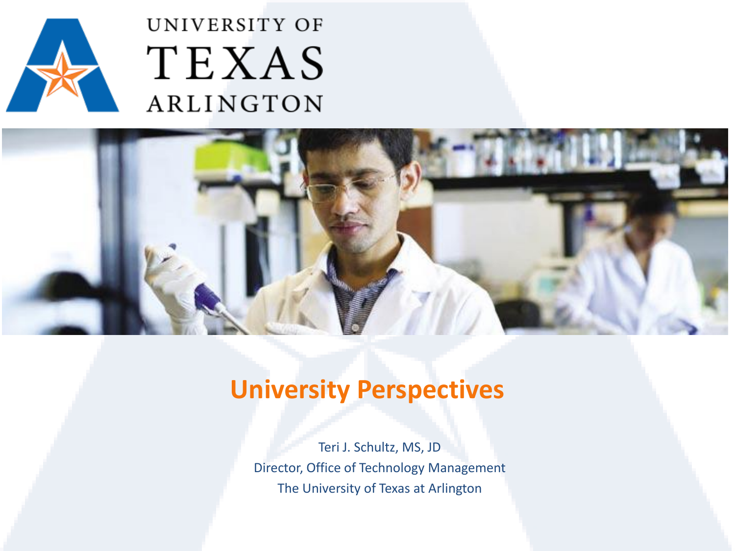UNIVERSITY OF TEXAS ARLINGTON

# University Perspectives

Teri J. Schultz, MS, JD

Director, Office of Technology Management

The University of Texas at Arlington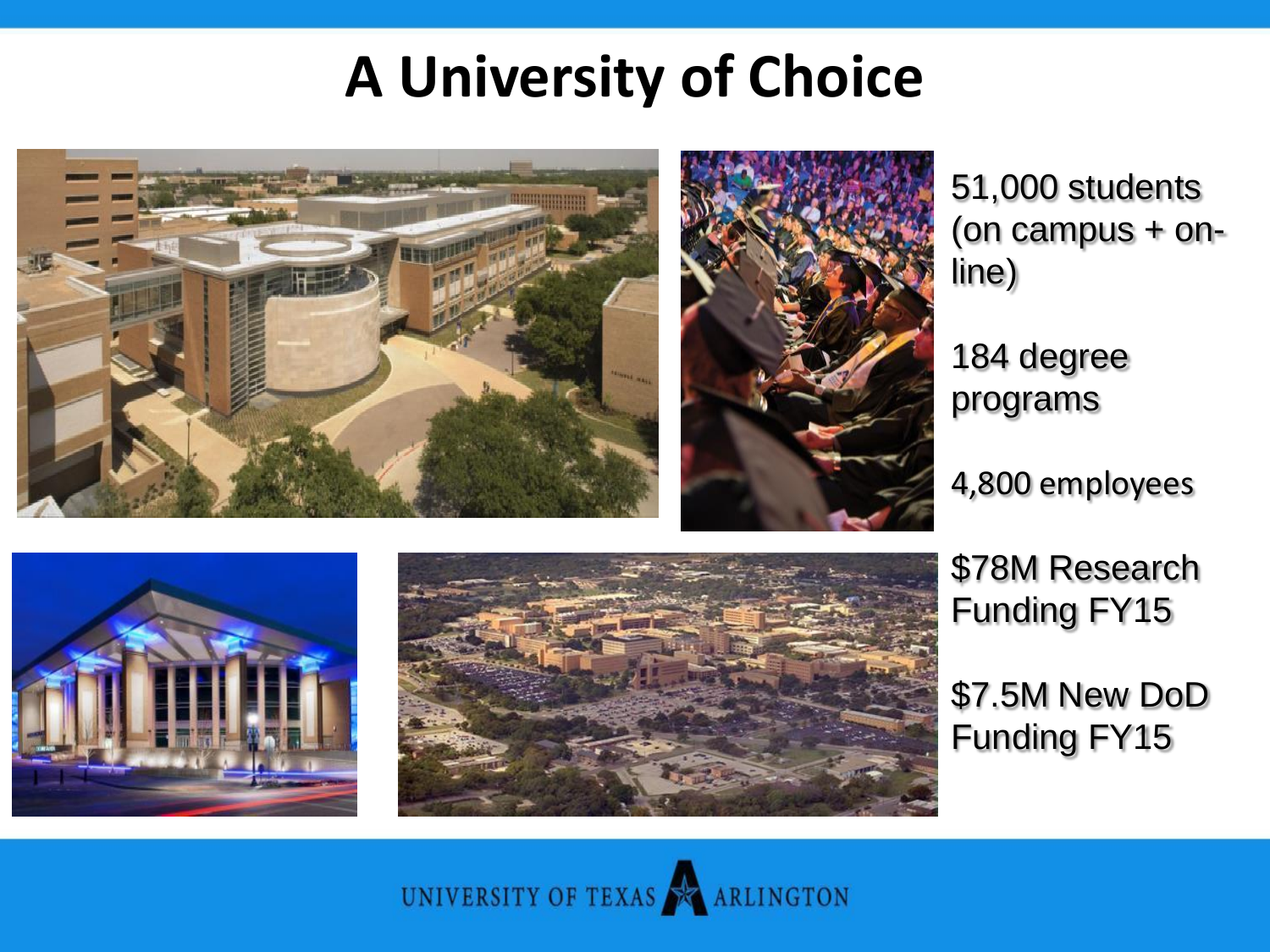# A University of Choice

51,000 students (on campus + on-line)

184 degree programs

4,800 employees

$78M Research Funding FY15

$7.5M New DoD Funding FY15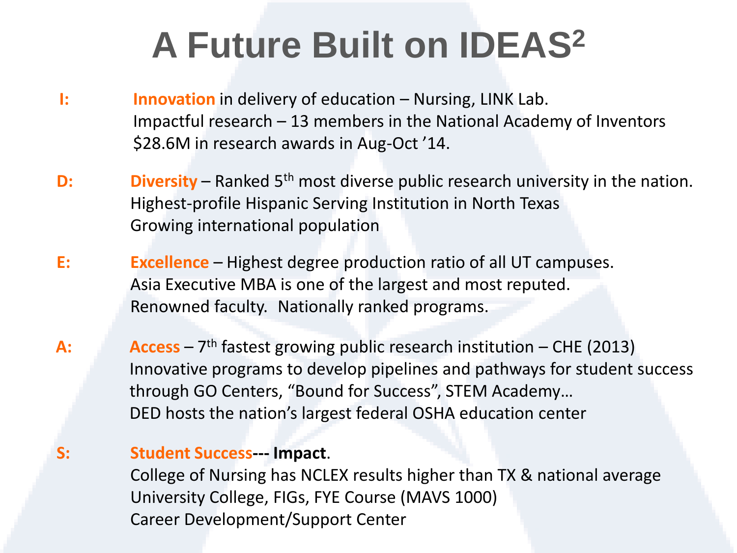# A Future Built on IDEAS$^2$

**I:** **Innovation** in delivery of education – Nursing, LINK Lab.
Impactful research – 13 members in the National Academy of Inventors
$28.6M in research awards in Aug-Oct '14.

**D:** **Diversity** – Ranked 5th most diverse public research university in the nation.
Highest-profile Hispanic Serving Institution in North Texas
Growing international population

**E:** **Excellence** – Highest degree production ratio of all UT campuses.
Asia Executive MBA is one of the largest and most reputed.
Renowned faculty. Nationally ranked programs.

**A:** **Access** – 7th fastest growing public research institution – CHE (2013)
Innovative programs to develop pipelines and pathways for student success through GO Centers, "Bound for Success", STEM Academy…
DED hosts the nation's largest federal OSHA education center

**S:** **Student Success--- Impact**.
College of Nursing has NCLEX results higher than TX & national average
University College, FIGs, FYE Course (MAVS 1000)
Career Development/Support Center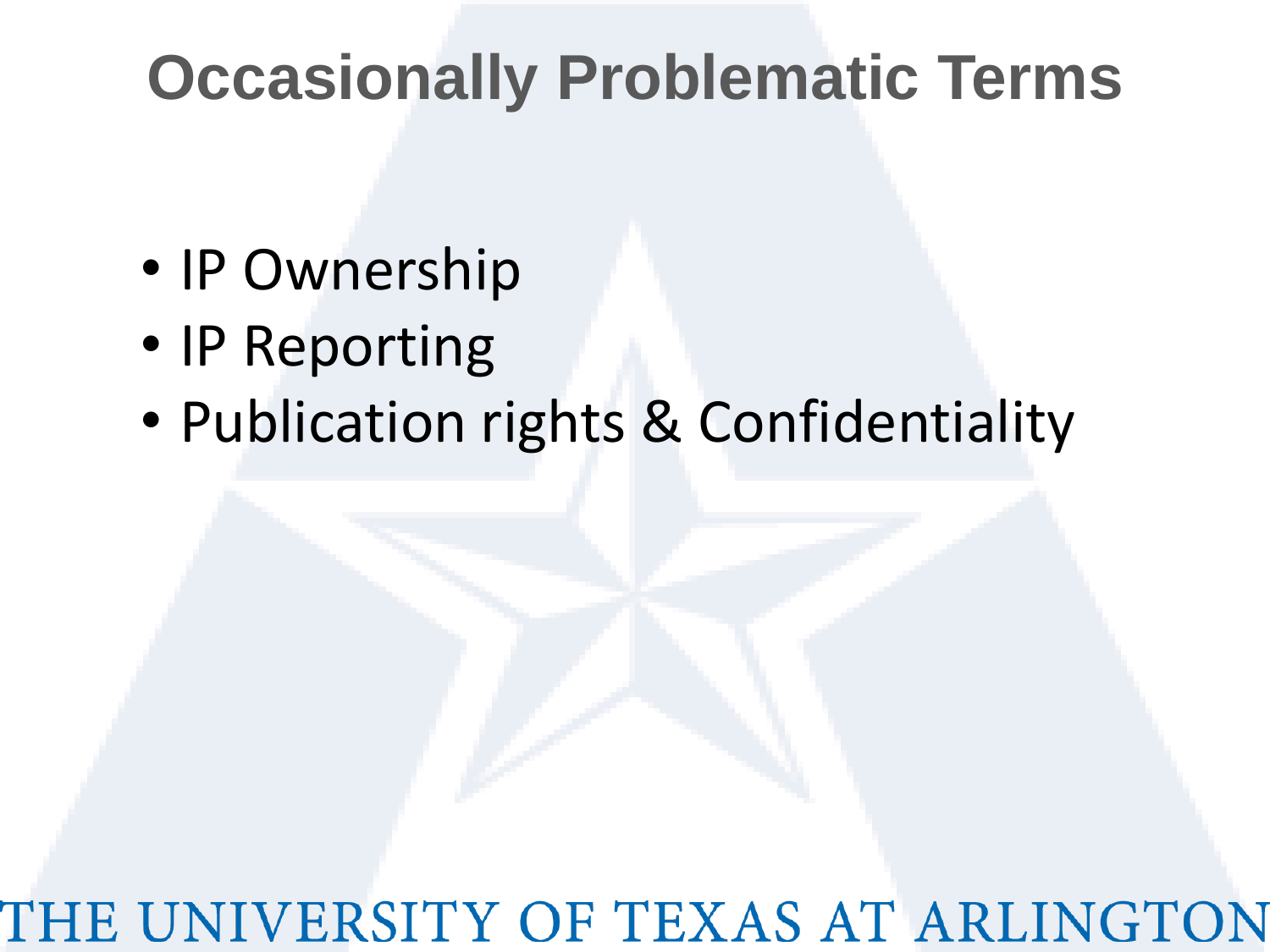# Occasionally Problematic Terms

- IP Ownership
- IP Reporting
- Publication rights & Confidentiality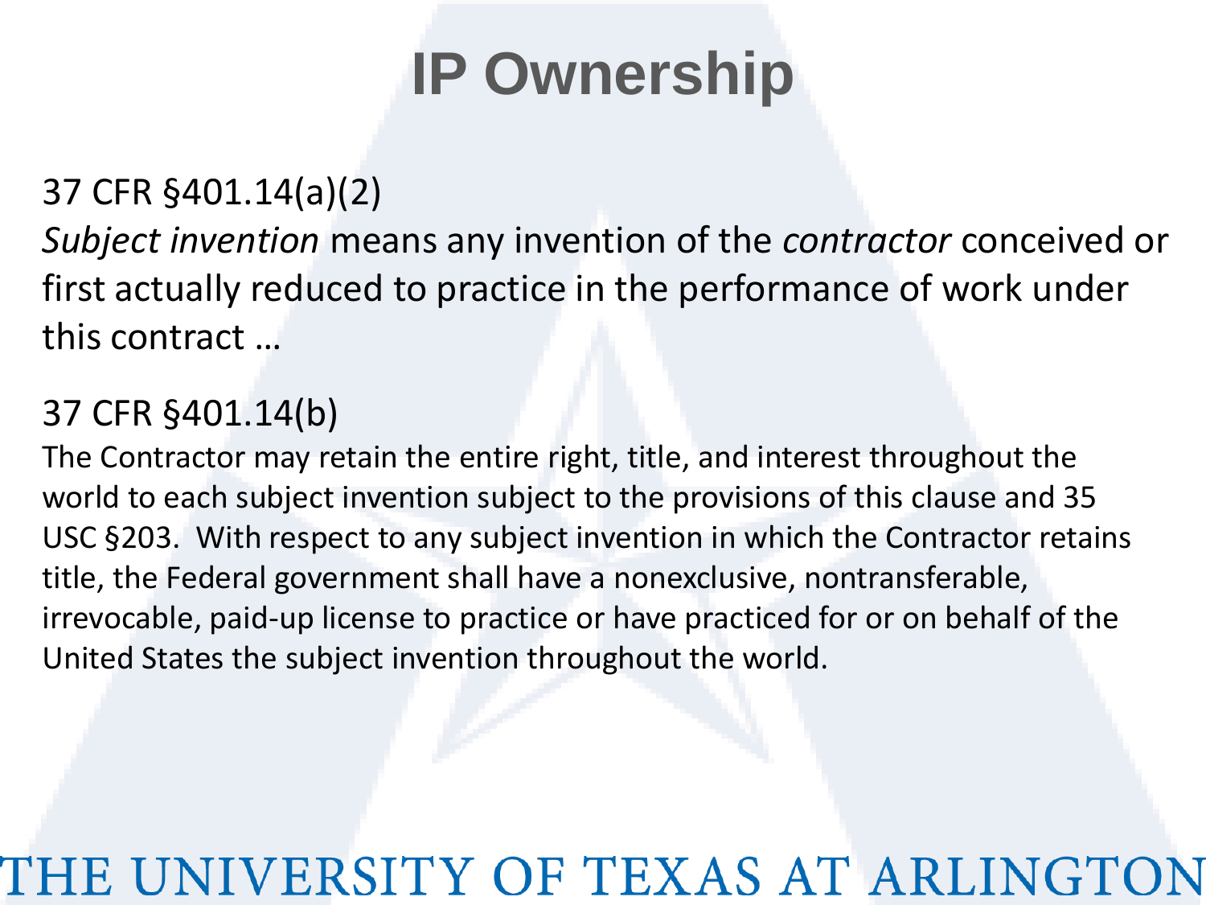# IP Ownership

37 CFR §401.14(a)(2)

*Subject invention* means any invention of the *contractor* conceived or first actually reduced to practice in the performance of work under this contract …

37 CFR §401.14(b)

The Contractor may retain the entire right, title, and interest throughout the world to each subject invention subject to the provisions of this clause and 35 USC §203. With respect to any subject invention in which the Contractor retains title, the Federal government shall have a nonexclusive, nontransferable, irrevocable, paid-up license to practice or have practiced for or on behalf of the United States the subject invention throughout the world.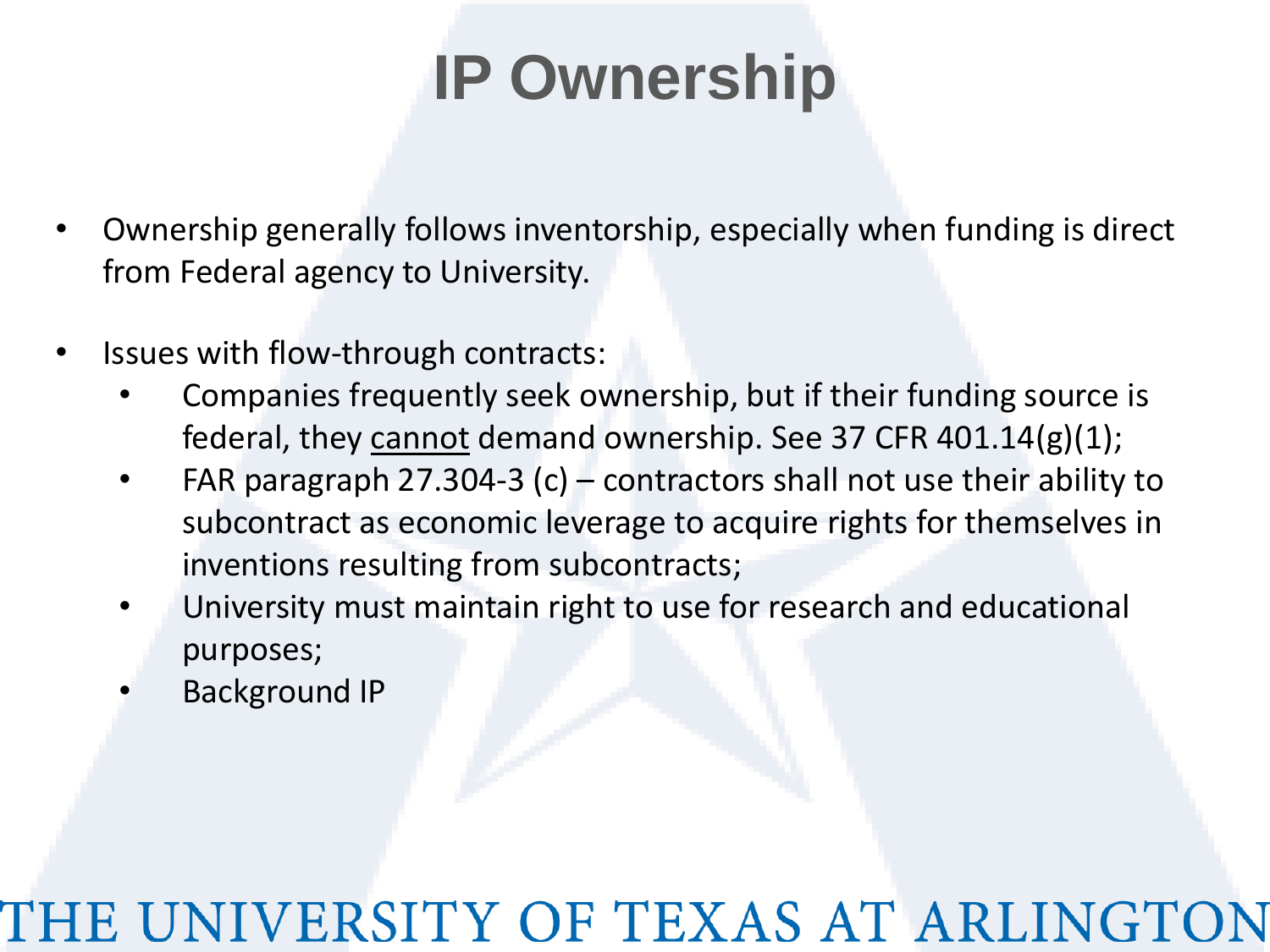# IP Ownership

- Ownership generally follows inventorship, especially when funding is direct from Federal agency to University.

- Issues with flow-through contracts:
  - Companies frequently seek ownership, but if their funding source is federal, they <u>cannot</u> demand ownership. See 37 CFR 401.14(g)(1);
  - FAR paragraph 27.304-3 (c) – contractors shall not use their ability to subcontract as economic leverage to acquire rights for themselves in inventions resulting from subcontracts;
  - University must maintain right to use for research and educational purposes;
  - Background IP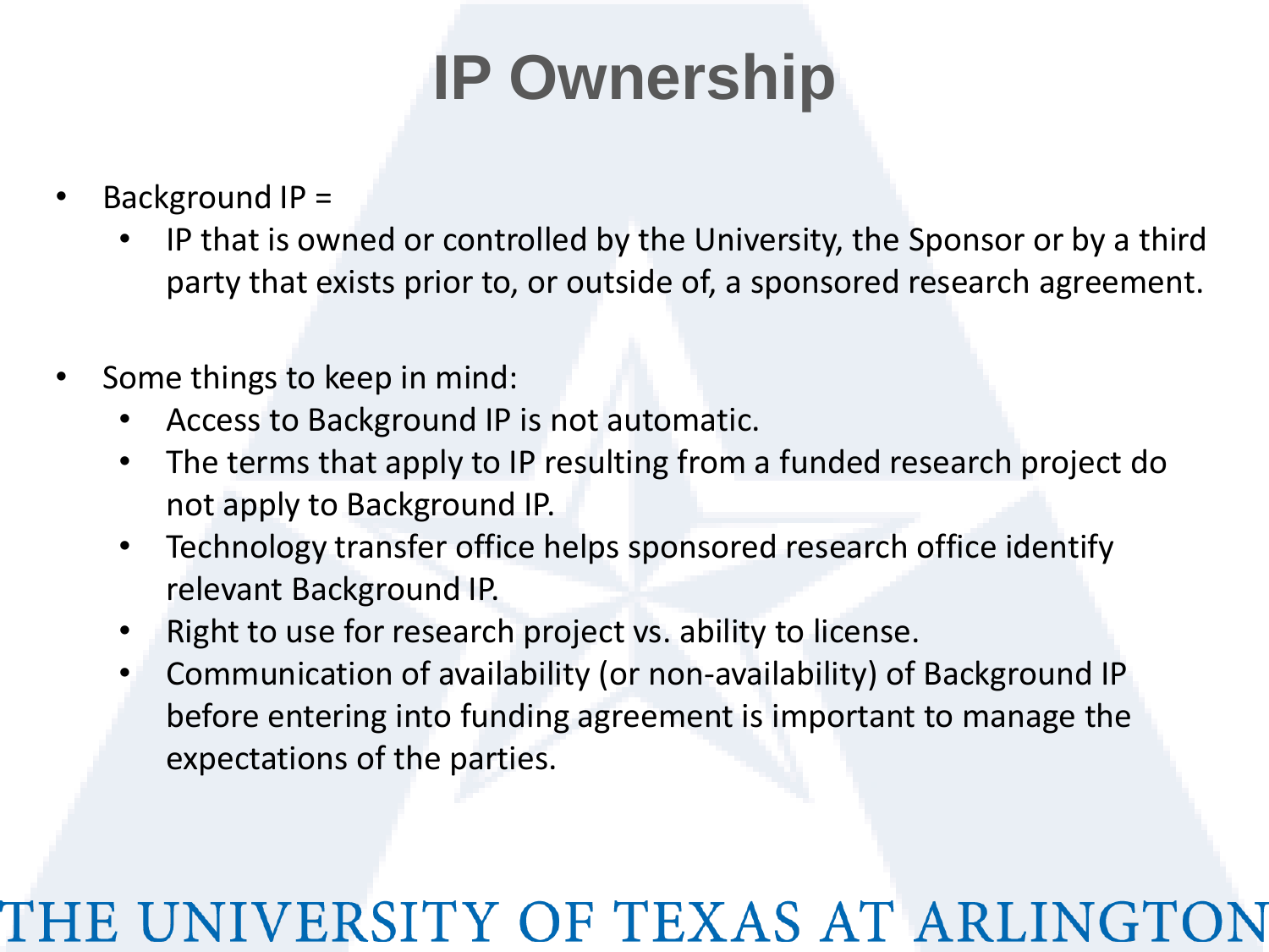# IP Ownership

- Background IP =
  - IP that is owned or controlled by the University, the Sponsor or by a third party that exists prior to, or outside of, a sponsored research agreement.

- Some things to keep in mind:
  - Access to Background IP is not automatic.
  - The terms that apply to IP resulting from a funded research project do not apply to Background IP.
  - Technology transfer office helps sponsored research office identify relevant Background IP.
  - Right to use for research project vs. ability to license.
  - Communication of availability (or non-availability) of Background IP before entering into funding agreement is important to manage the expectations of the parties.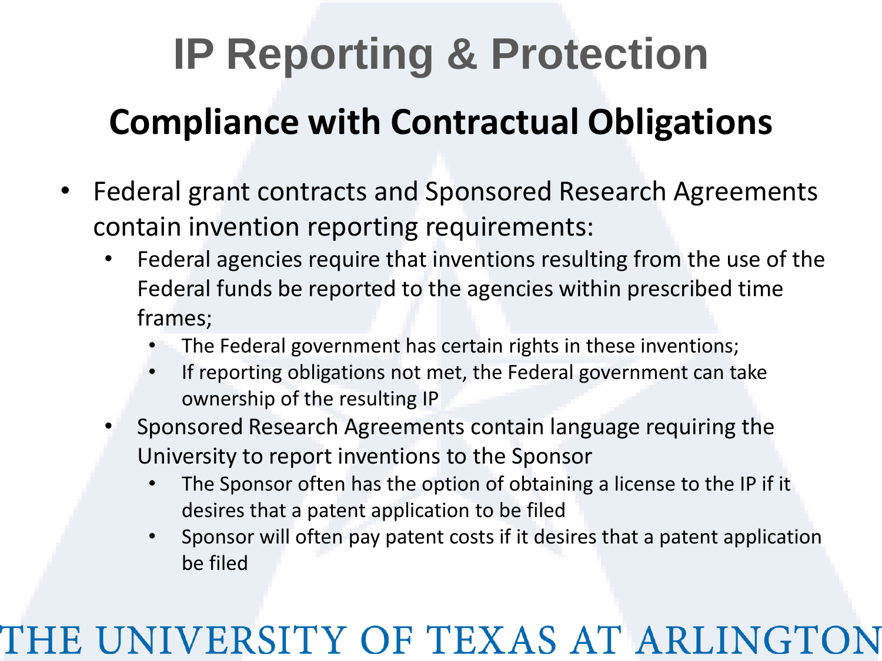# IP Reporting & Protection

## Compliance with Contractual Obligations

- Federal grant contracts and Sponsored Research Agreements contain invention reporting requirements:
  - Federal agencies require that inventions resulting from the use of the Federal funds be reported to the agencies within prescribed time frames;
    - The Federal government has certain rights in these inventions;
    - If reporting obligations not met, the Federal government can take ownership of the resulting IP
  - Sponsored Research Agreements contain language requiring the University to report inventions to the Sponsor
    - The Sponsor often has the option of obtaining a license to the IP if it desires that a patent application to be filed
    - Sponsor will often pay patent costs if it desires that a patent application be filed

THE UNIVERSITY OF TEXAS AT ARLINGTON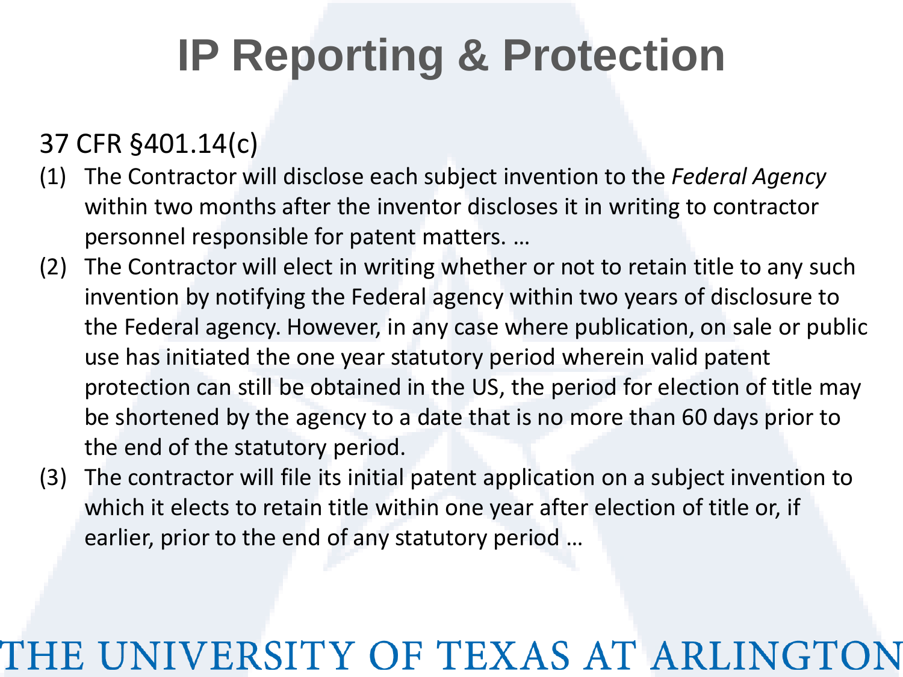# IP Reporting & Protection

37 CFR §401.14(c)

(1) The Contractor will disclose each subject invention to the *Federal Agency* within two months after the inventor discloses it in writing to contractor personnel responsible for patent matters. …

(2) The Contractor will elect in writing whether or not to retain title to any such invention by notifying the Federal agency within two years of disclosure to the Federal agency. However, in any case where publication, on sale or public use has initiated the one year statutory period wherein valid patent protection can still be obtained in the US, the period for election of title may be shortened by the agency to a date that is no more than 60 days prior to the end of the statutory period.

(3) The contractor will file its initial patent application on a subject invention to which it elects to retain title within one year after election of title or, if earlier, prior to the end of any statutory period …

THE UNIVERSITY OF TEXAS AT ARLINGTON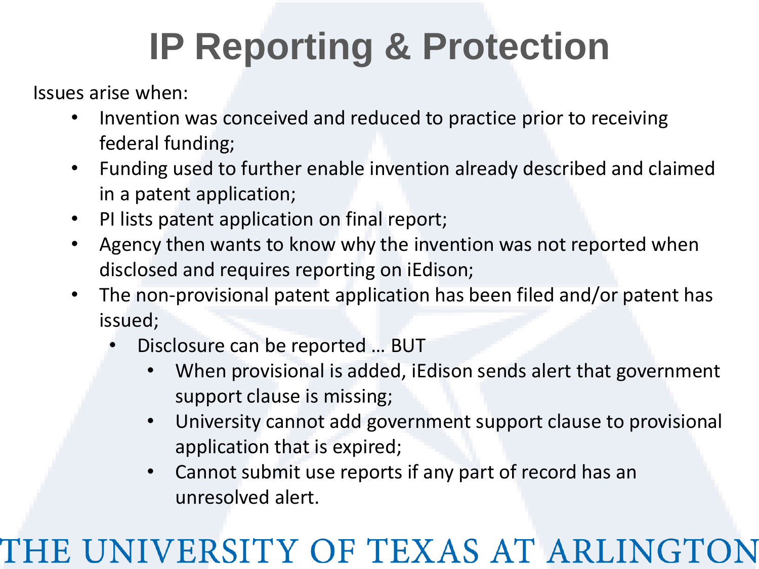# IP Reporting & Protection

Issues arise when:

- Invention was conceived and reduced to practice prior to receiving federal funding;
- Funding used to further enable invention already described and claimed in a patent application;
- PI lists patent application on final report;
- Agency then wants to know why the invention was not reported when disclosed and requires reporting on iEdison;
- The non-provisional patent application has been filed and/or patent has issued;
  - Disclosure can be reported … BUT
    - When provisional is added, iEdison sends alert that government support clause is missing;
    - University cannot add government support clause to provisional application that is expired;
    - Cannot submit use reports if any part of record has an unresolved alert.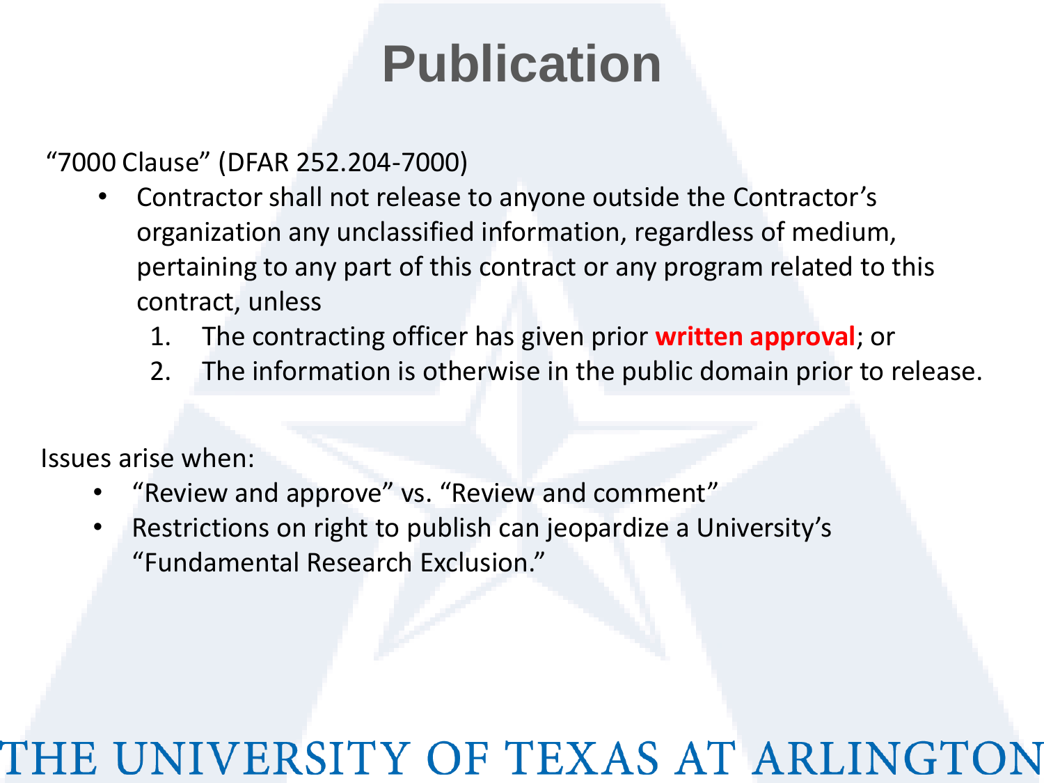# Publication

"7000 Clause" (DFAR 252.204-7000)

- Contractor shall not release to anyone outside the Contractor's organization any unclassified information, regardless of medium, pertaining to any part of this contract or any program related to this contract, unless
  1. The contracting officer has given prior **written approval**; or
  2. The information is otherwise in the public domain prior to release.

Issues arise when:

- "Review and approve" vs. "Review and comment"
- Restrictions on right to publish can jeopardize a University's "Fundamental Research Exclusion."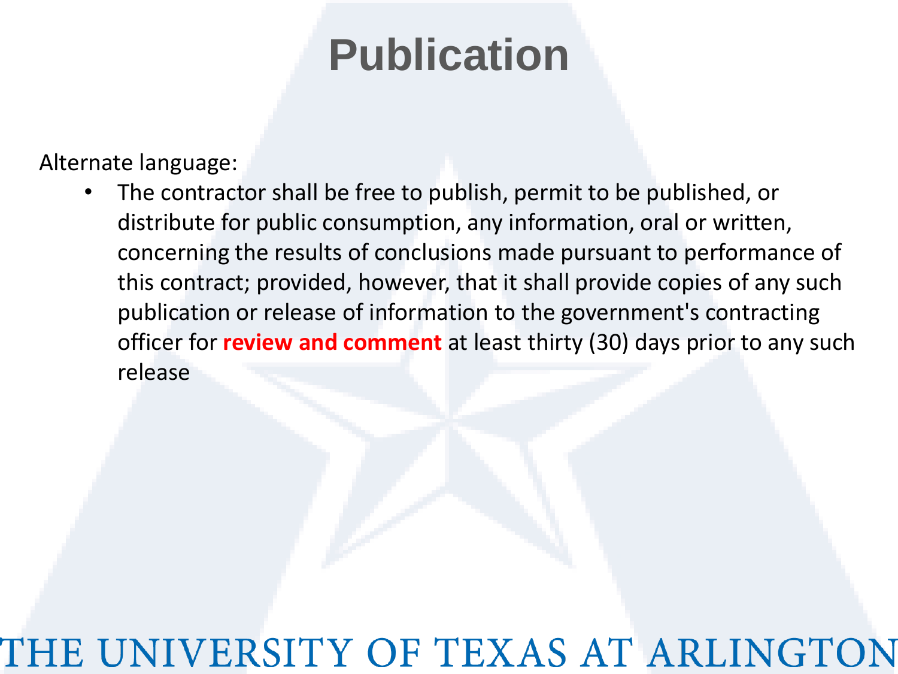# Publication

Alternate language:

- The contractor shall be free to publish, permit to be published, or distribute for public consumption, any information, oral or written, concerning the results of conclusions made pursuant to performance of this contract; provided, however, that it shall provide copies of any such publication or release of information to the government's contracting officer for **review and comment** at least thirty (30) days prior to any such release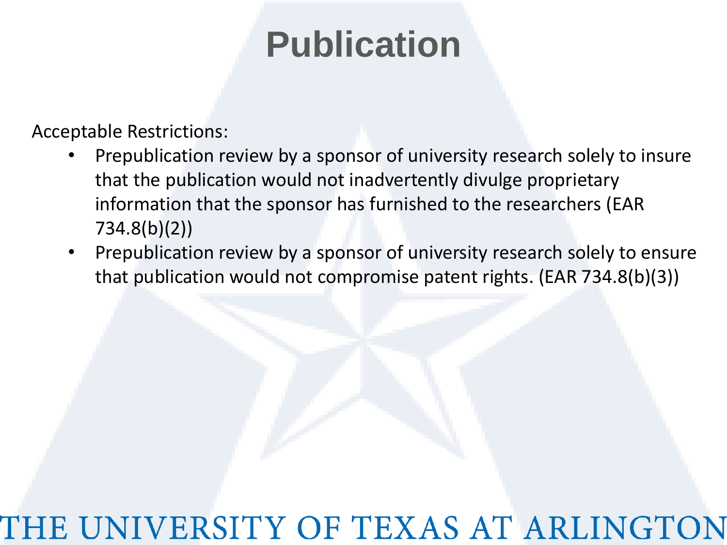# Publication

Acceptable Restrictions:

- Prepublication review by a sponsor of university research solely to insure that the publication would not inadvertently divulge proprietary information that the sponsor has furnished to the researchers (EAR 734.8(b)(2))
- Prepublication review by a sponsor of university research solely to ensure that publication would not compromise patent rights. (EAR 734.8(b)(3))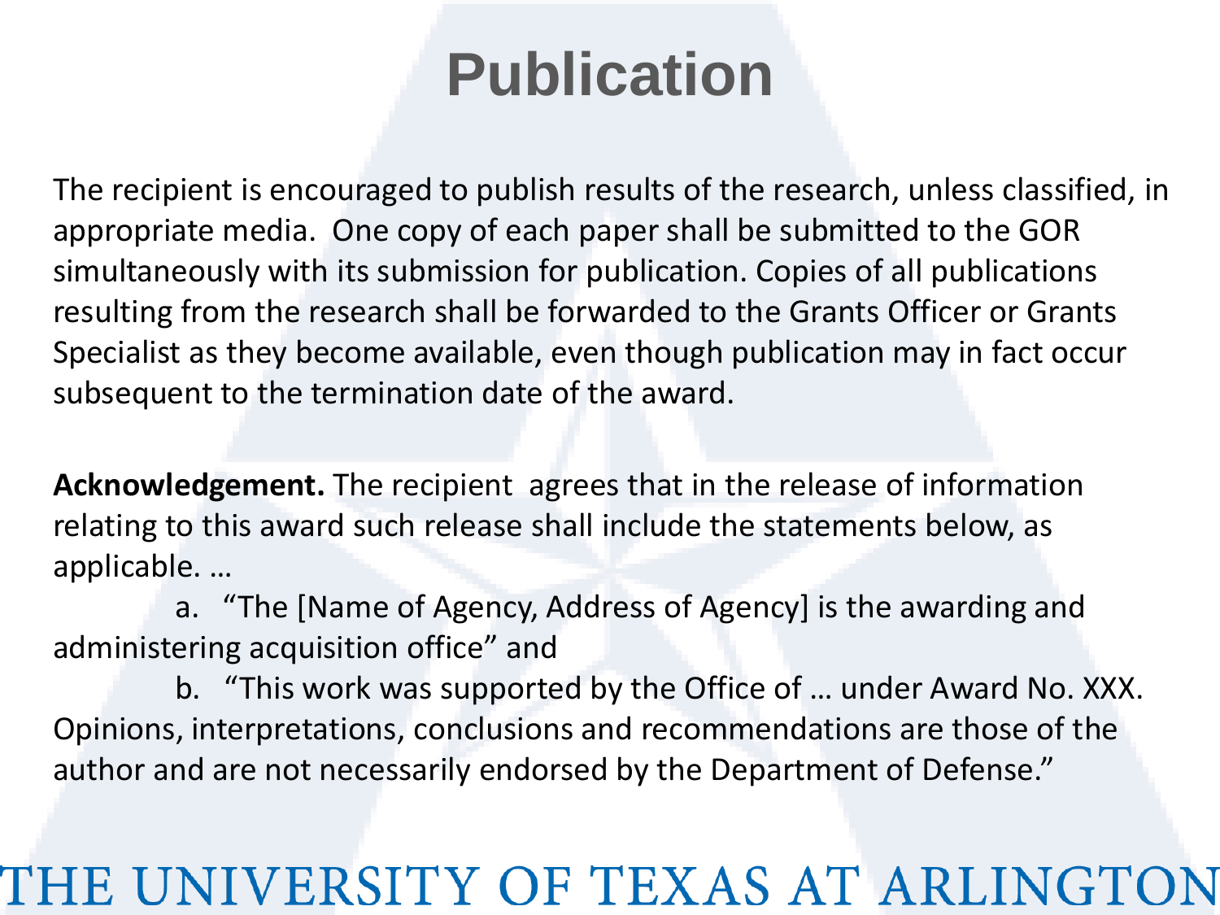# Publication

The recipient is encouraged to publish results of the research, unless classified, in appropriate media. One copy of each paper shall be submitted to the GOR simultaneously with its submission for publication. Copies of all publications resulting from the research shall be forwarded to the Grants Officer or Grants Specialist as they become available, even though publication may in fact occur subsequent to the termination date of the award.

**Acknowledgement.** The recipient agrees that in the release of information relating to this award such release shall include the statements below, as applicable. …

a. "The [Name of Agency, Address of Agency] is the awarding and administering acquisition office" and

b. "This work was supported by the Office of … under Award No. XXX. Opinions, interpretations, conclusions and recommendations are those of the author and are not necessarily endorsed by the Department of Defense."

THE UNIVERSITY OF TEXAS AT ARLINGTON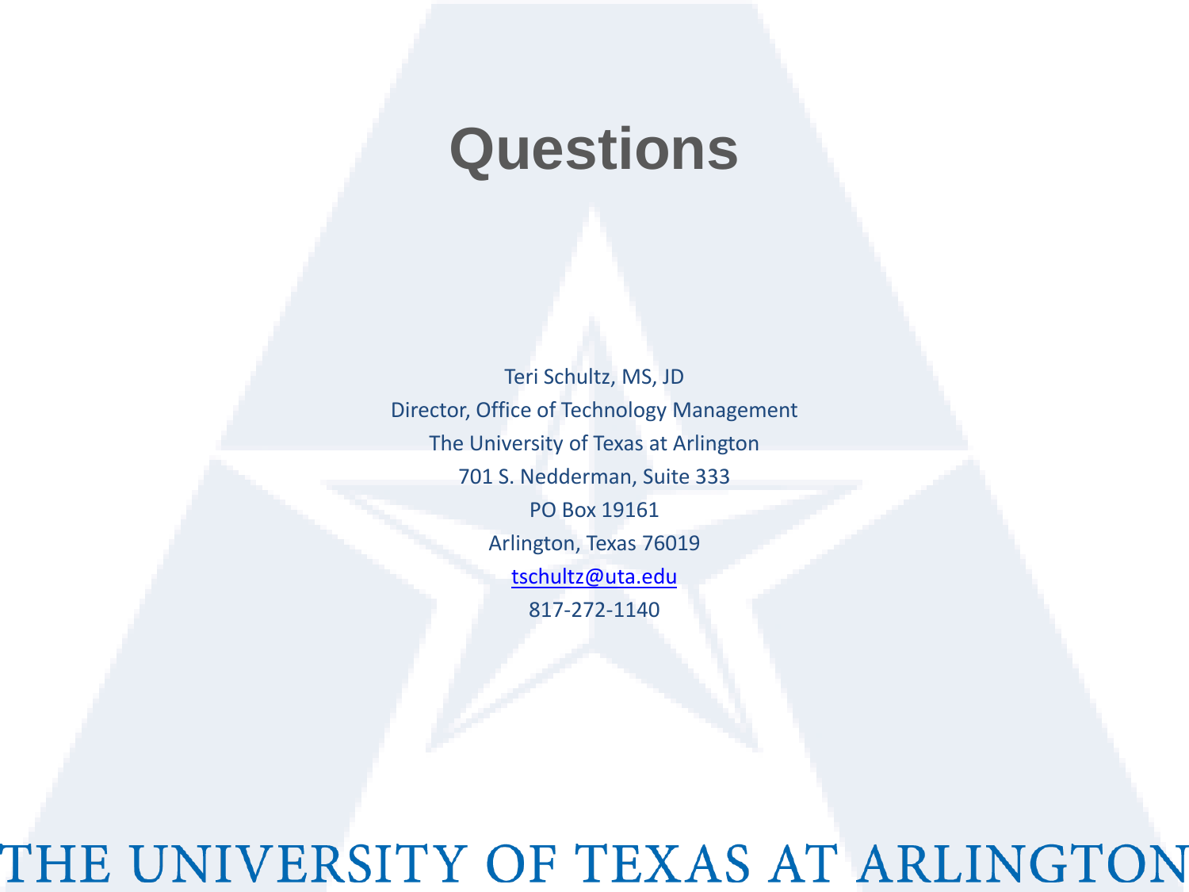# Questions

Teri Schultz, MS, JD

Director, Office of Technology Management

The University of Texas at Arlington

701 S. Nedderman, Suite 333

PO Box 19161

Arlington, Texas 76019

tschultz@uta.edu

817-272-1140

THE UNIVERSITY OF TEXAS AT ARLINGTON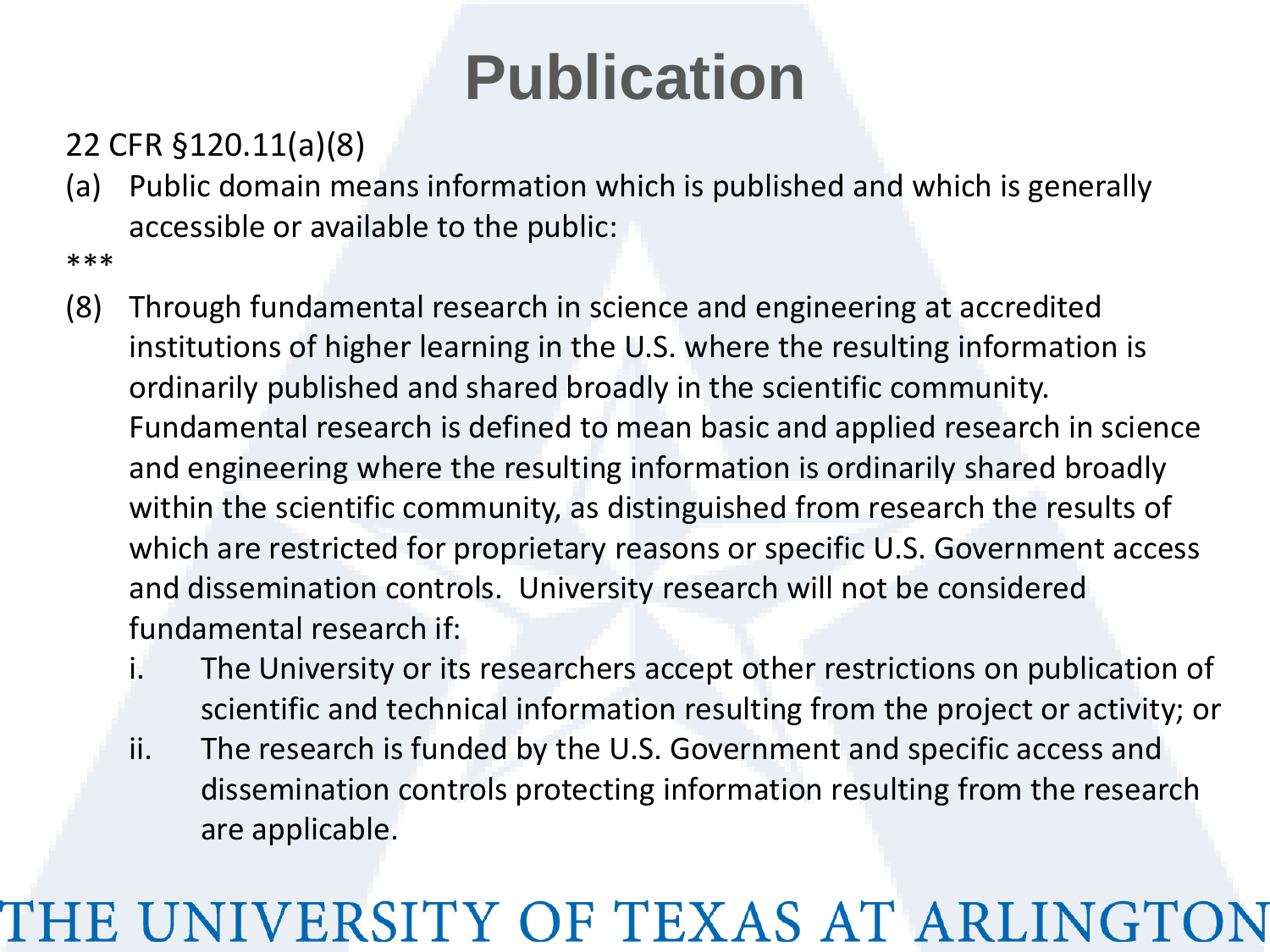# Publication

22 CFR §120.11(a)(8)

(a) Public domain means information which is published and which is generally accessible or available to the public:

***

(8) Through fundamental research in science and engineering at accredited institutions of higher learning in the U.S. where the resulting information is ordinarily published and shared broadly in the scientific community. Fundamental research is defined to mean basic and applied research in science and engineering where the resulting information is ordinarily shared broadly within the scientific community, as distinguished from research the results of which are restricted for proprietary reasons or specific U.S. Government access and dissemination controls. University research will not be considered fundamental research if:

i. The University or its researchers accept other restrictions on publication of scientific and technical information resulting from the project or activity; or

ii. The research is funded by the U.S. Government and specific access and dissemination controls protecting information resulting from the research are applicable.

THE UNIVERSITY OF TEXAS AT ARLINGTON